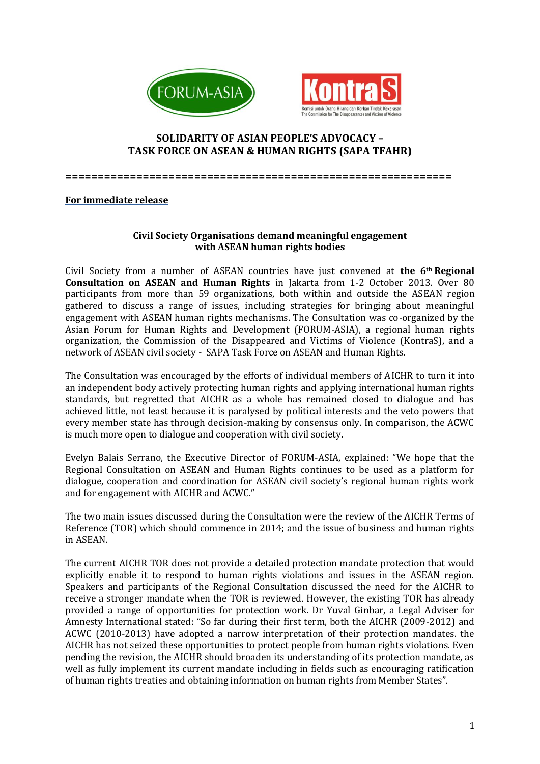**SOLIDARITY OF ASIAN PEOPLE'S ADVOCACY – TASK FORCE ON ASEAN & HUMAN RIGHTS (SAPA TFAHR)**

============================================================

**For immediate release**

**Civil Society Organisations demand meaningful engagement with ASEAN human rights bodies**

Civil Society from a number of ASEAN countries have just convened at **the 6th Regional Consultation on ASEAN and Human Rights** in Jakarta from 1-2 October 2013. Over 80 participants from more than 59 organizations, both within and outside the ASEAN region gathered to discuss a range of issues, including strategies for bringing about meaningful engagement with ASEAN human rights mechanisms. The Consultation was co-organized by the Asian Forum for Human Rights and Development (FORUM-ASIA), a regional human rights organization, the Commission of the Disappeared and Victims of Violence (KontraS), and a network of ASEAN civil society - SAPA Task Force on ASEAN and Human Rights.

The Consultation was encouraged by the efforts of individual members of AICHR to turn it into an independent body actively protecting human rights and applying international human rights standards, but regretted that AICHR as a whole has remained closed to dialogue and has achieved little, not least because it is paralysed by political interests and the veto powers that every member state has through decision-making by consensus only. In comparison, the ACWC is much more open to dialogue and cooperation with civil society.

Evelyn Balais Serrano, the Executive Director of FORUM-ASIA, explained: "We hope that the Regional Consultation on ASEAN and Human Rights continues to be used as a platform for dialogue, cooperation and coordination for ASEAN civil society's regional human rights work and for engagement with AICHR and ACWC."

The two main issues discussed during the Consultation were the review of the AICHR Terms of Reference (TOR) which should commence in 2014; and the issue of business and human rights in ASEAN.

The current AICHR TOR does not provide a detailed protection mandate protection that would explicitly enable it to respond to human rights violations and issues in the ASEAN region. Speakers and participants of the Regional Consultation discussed the need for the AICHR to receive a stronger mandate when the TOR is reviewed. However, the existing TOR has already provided a range of opportunities for protection work. Dr Yuval Ginbar, a Legal Adviser for Amnesty International stated: "So far during their first term, both the AICHR (2009-2012) and ACWC (2010-2013) have adopted a narrow interpretation of their protection mandates. the AICHR has not seized these opportunities to protect people from human rights violations. Even pending the revision, the AICHR should broaden its understanding of its protection mandate, as well as fully implement its current mandate including in fields such as encouraging ratification of human rights treaties and obtaining information on human rights from Member States".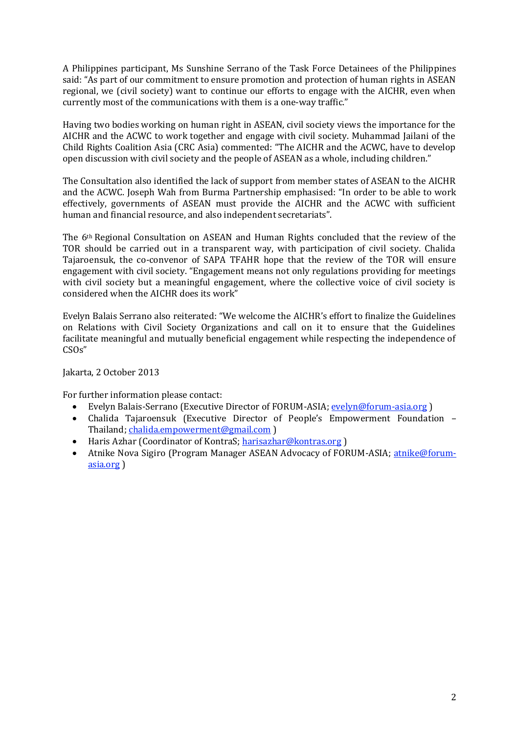A Philippines participant, Ms Sunshine Serrano of the Task Force Detainees of the Philippines said: "As part of our commitment to ensure promotion and protection of human rights in ASEAN regional, we (civil society) want to continue our efforts to engage with the AICHR, even when currently most of the communications with them is a one-way traffic."

Having two bodies working on human right in ASEAN, civil society views the importance for the AICHR and the ACWC to work together and engage with civil society. Muhammad Jailani of the Child Rights Coalition Asia (CRC Asia) commented: "The AICHR and the ACWC, have to develop open discussion with civil society and the people of ASEAN as a whole, including children."

The Consultation also identified the lack of support from member states of ASEAN to the AICHR and the ACWC. Joseph Wah from Burma Partnership emphasised: "In order to be able to work effectively, governments of ASEAN must provide the AICHR and the ACWC with sufficient human and financial resource, and also independent secretariats".

The 6th Regional Consultation on ASEAN and Human Rights concluded that the review of the TOR should be carried out in a transparent way, with participation of civil society. Chalida Tajaroensuk, the co-convenor of SAPA TFAHR hope that the review of the TOR will ensure engagement with civil society. "Engagement means not only regulations providing for meetings with civil society but a meaningful engagement, where the collective voice of civil society is considered when the AICHR does its work"

Evelyn Balais Serrano also reiterated: "We welcome the AICHR's effort to finalize the Guidelines on Relations with Civil Society Organizations and call on it to ensure that the Guidelines facilitate meaningful and mutually beneficial engagement while respecting the independence of CSOs"

Jakarta, 2 October 2013

For further information please contact:

- Evelyn Balais-Serrano (Executive Director of FORUM-ASIA; evelyn@forum-asia.org )
- Chalida Tajaroensuk (Executive Director of People's Empowerment Foundation – Thailand; chalida.empowerment@gmail.com )
- Haris Azhar (Coordinator of KontraS; harisazhar@kontras.org )
- Atnike Nova Sigiro (Program Manager ASEAN Advocacy of FORUM-ASIA; atnike@forum-asia.org )